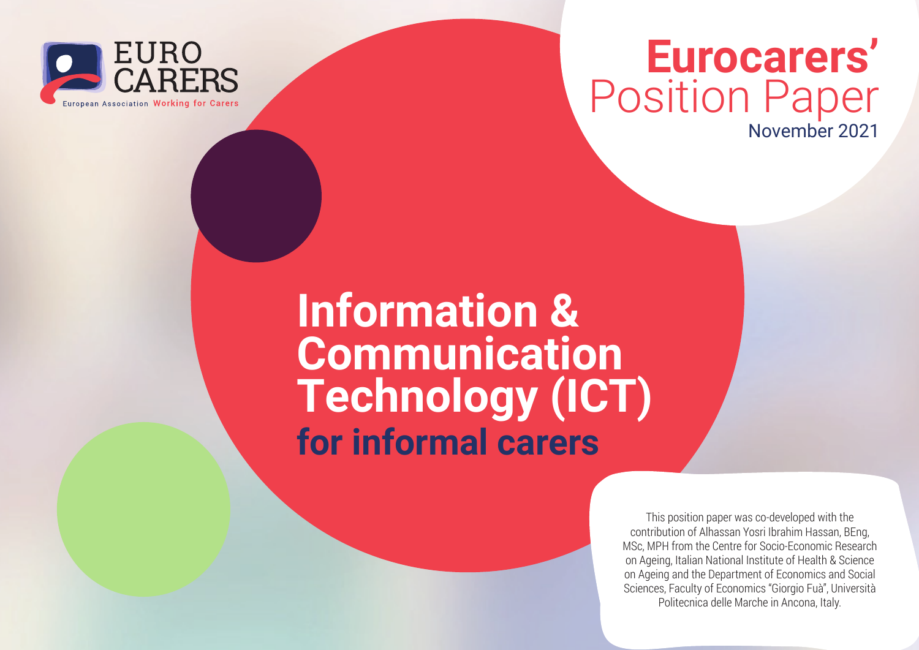EURO CARERS

European Association Working for Carers

**Eurocarers'**
Position Paper
November 2021

# Information & Communication Technology (ICT) for informal carers

This position paper was co-developed with the contribution of Alhassan Yosri Ibrahim Hassan, BEng, MSc, MPH from the Centre for Socio-Economic Research on Ageing, Italian National Institute of Health & Science on Ageing and the Department of Economics and Social Sciences, Faculty of Economics "Giorgio Fuà", Università Politecnica delle Marche in Ancona, Italy.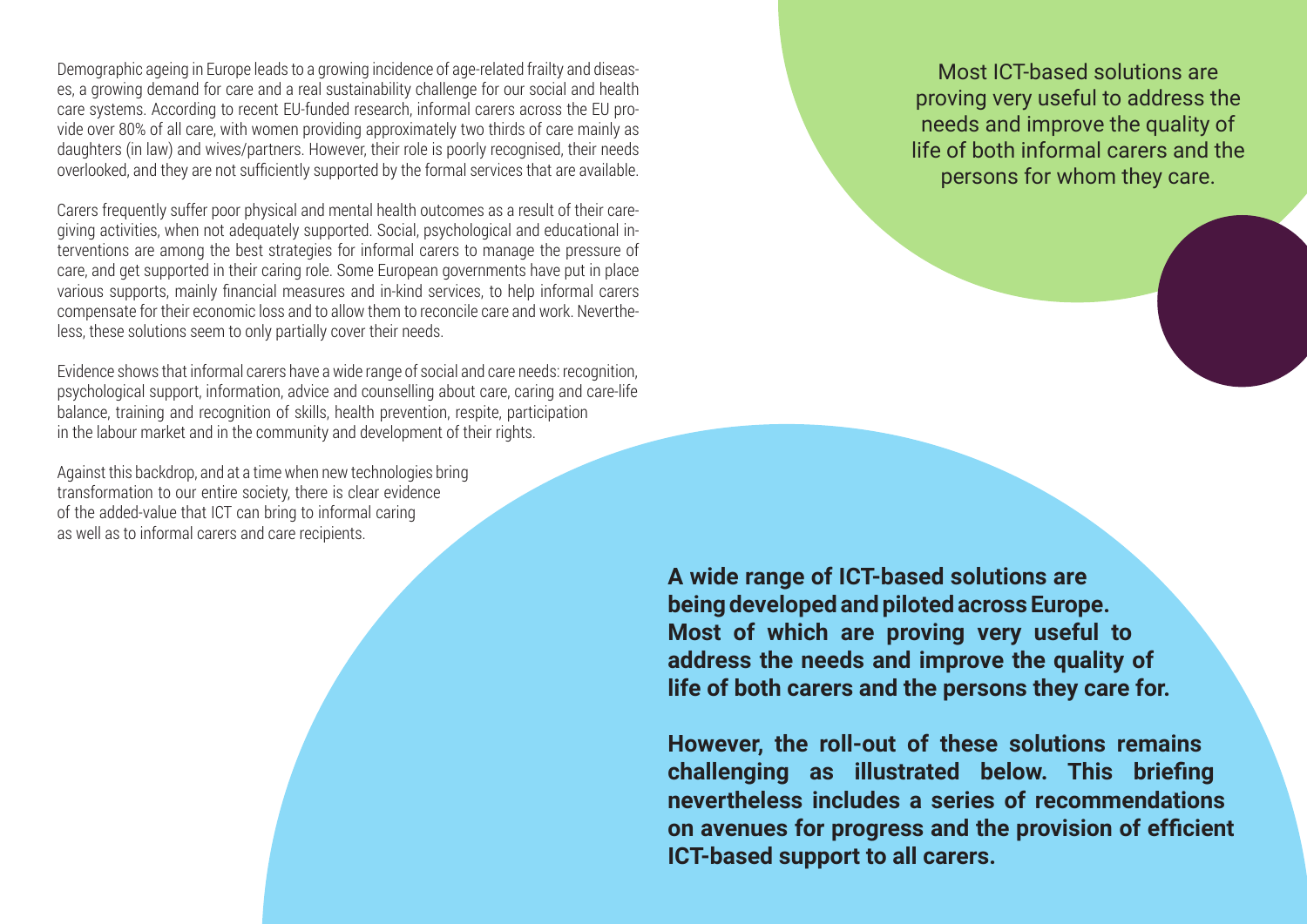Demographic ageing in Europe leads to a growing incidence of age-related frailty and diseases, a growing demand for care and a real sustainability challenge for our social and health care systems. According to recent EU-funded research, informal carers across the EU provide over 80% of all care, with women providing approximately two thirds of care mainly as daughters (in law) and wives/partners. However, their role is poorly recognised, their needs overlooked, and they are not sufficiently supported by the formal services that are available.

Carers frequently suffer poor physical and mental health outcomes as a result of their caregiving activities, when not adequately supported. Social, psychological and educational interventions are among the best strategies for informal carers to manage the pressure of care, and get supported in their caring role. Some European governments have put in place various supports, mainly financial measures and in-kind services, to help informal carers compensate for their economic loss and to allow them to reconcile care and work. Nevertheless, these solutions seem to only partially cover their needs.

Evidence shows that informal carers have a wide range of social and care needs: recognition, psychological support, information, advice and counselling about care, caring and care-life balance, training and recognition of skills, health prevention, respite, participation in the labour market and in the community and development of their rights.

Against this backdrop, and at a time when new technologies bring transformation to our entire society, there is clear evidence of the added-value that ICT can bring to informal caring as well as to informal carers and care recipients.

Most ICT-based solutions are proving very useful to address the needs and improve the quality of life of both informal carers and the persons for whom they care.

**A wide range of ICT-based solutions are being developed and piloted across Europe. Most of which are proving very useful to address the needs and improve the quality of life of both carers and the persons they care for.**

**However, the roll-out of these solutions remains challenging as illustrated below. This briefing nevertheless includes a series of recommendations on avenues for progress and the provision of efficient ICT-based support to all carers.**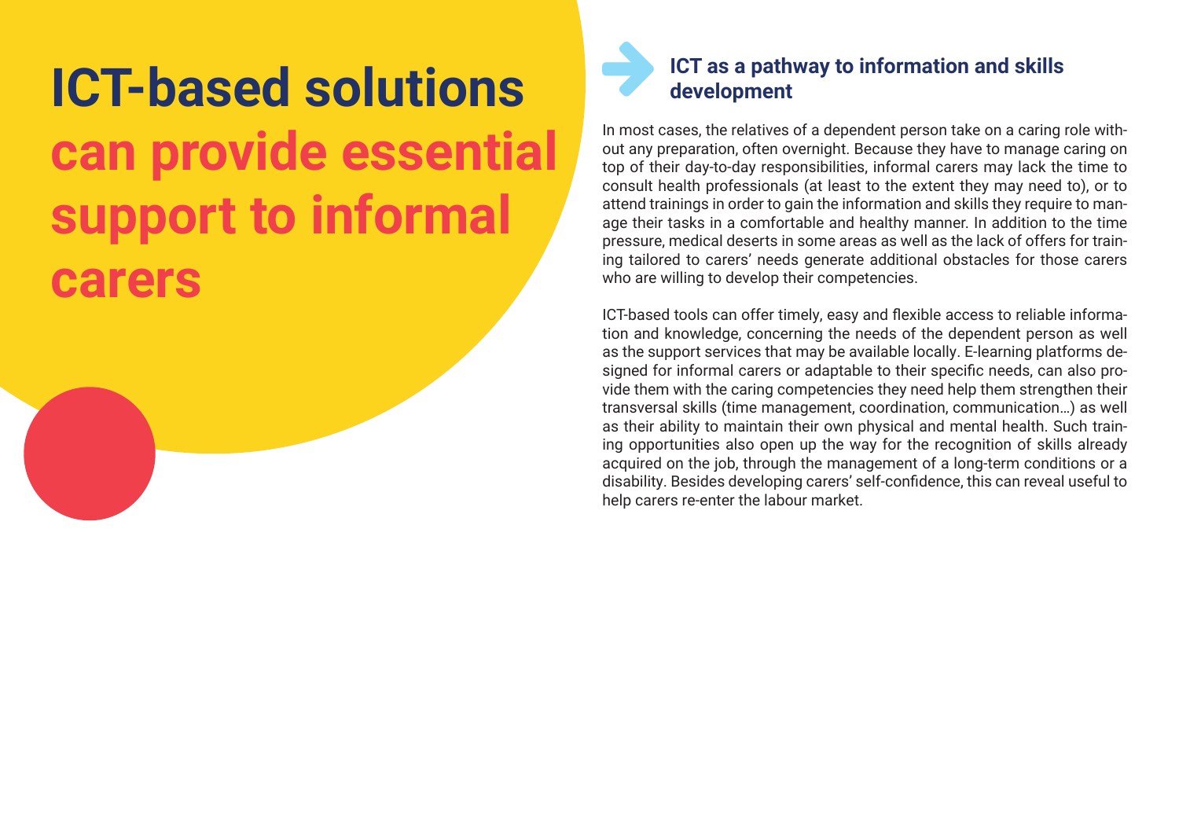# ICT-based solutions can provide essential support to informal carers

## ICT as a pathway to information and skills development

In most cases, the relatives of a dependent person take on a caring role without any preparation, often overnight. Because they have to manage caring on top of their day-to-day responsibilities, informal carers may lack the time to consult health professionals (at least to the extent they may need to), or to attend trainings in order to gain the information and skills they require to manage their tasks in a comfortable and healthy manner. In addition to the time pressure, medical deserts in some areas as well as the lack of offers for training tailored to carers' needs generate additional obstacles for those carers who are willing to develop their competencies.

ICT-based tools can offer timely, easy and flexible access to reliable information and knowledge, concerning the needs of the dependent person as well as the support services that may be available locally. E-learning platforms designed for informal carers or adaptable to their specific needs, can also provide them with the caring competencies they need help them strengthen their transversal skills (time management, coordination, communication…) as well as their ability to maintain their own physical and mental health. Such training opportunities also open up the way for the recognition of skills already acquired on the job, through the management of a long-term conditions or a disability. Besides developing carers' self-confidence, this can reveal useful to help carers re-enter the labour market.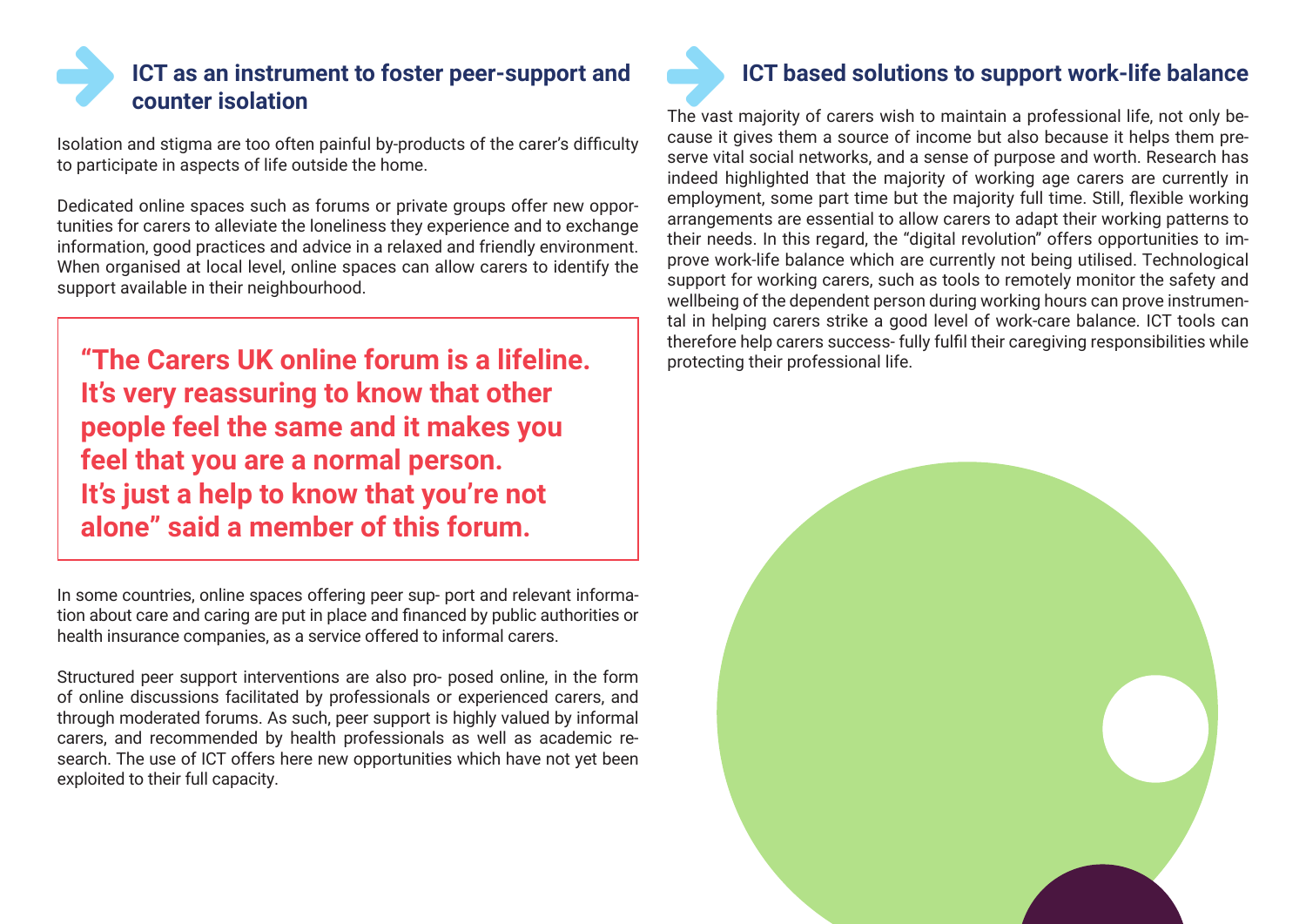## ICT as an instrument to foster peer-support and counter isolation

Isolation and stigma are too often painful by-products of the carer's difficulty to participate in aspects of life outside the home.

Dedicated online spaces such as forums or private groups offer new opportunities for carers to alleviate the loneliness they experience and to exchange information, good practices and advice in a relaxed and friendly environment. When organised at local level, online spaces can allow carers to identify the support available in their neighbourhood.

> **"The Carers UK online forum is a lifeline. It's very reassuring to know that other people feel the same and it makes you feel that you are a normal person. It's just a help to know that you're not alone" said a member of this forum.**

In some countries, online spaces offering peer sup- port and relevant information about care and caring are put in place and financed by public authorities or health insurance companies, as a service offered to informal carers.

Structured peer support interventions are also pro- posed online, in the form of online discussions facilitated by professionals or experienced carers, and through moderated forums. As such, peer support is highly valued by informal carers, and recommended by health professionals as well as academic research. The use of ICT offers here new opportunities which have not yet been exploited to their full capacity.

## ICT based solutions to support work-life balance

The vast majority of carers wish to maintain a professional life, not only because it gives them a source of income but also because it helps them preserve vital social networks, and a sense of purpose and worth. Research has indeed highlighted that the majority of working age carers are currently in employment, some part time but the majority full time. Still, flexible working arrangements are essential to allow carers to adapt their working patterns to their needs. In this regard, the "digital revolution" offers opportunities to improve work-life balance which are currently not being utilised. Technological support for working carers, such as tools to remotely monitor the safety and wellbeing of the dependent person during working hours can prove instrumental in helping carers strike a good level of work-care balance. ICT tools can therefore help carers success- fully fulfil their caregiving responsibilities while protecting their professional life.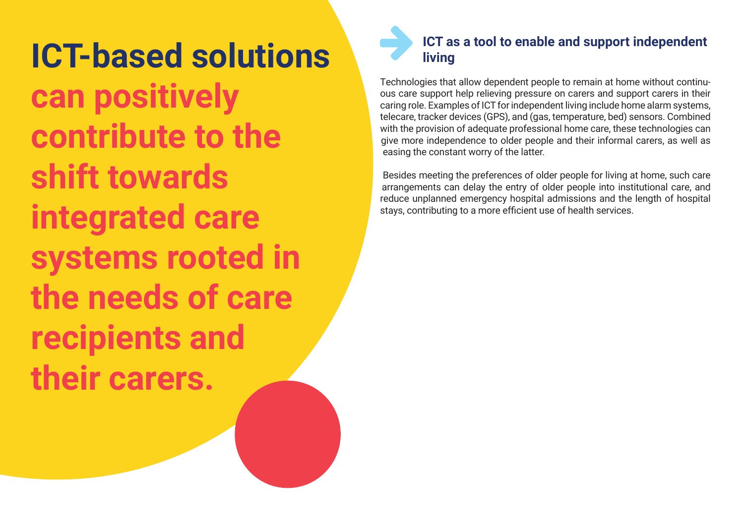**ICT-based solutions can positively contribute to the shift towards integrated care systems rooted in the needs of care recipients and their carers.**

### ICT as a tool to enable and support independent living

Technologies that allow dependent people to remain at home without continuous care support help relieving pressure on carers and support carers in their caring role. Examples of ICT for independent living include home alarm systems, telecare, tracker devices (GPS), and (gas, temperature, bed) sensors. Combined with the provision of adequate professional home care, these technologies can give more independence to older people and their informal carers, as well as easing the constant worry of the latter.

Besides meeting the preferences of older people for living at home, such care arrangements can delay the entry of older people into institutional care, and reduce unplanned emergency hospital admissions and the length of hospital stays, contributing to a more efficient use of health services.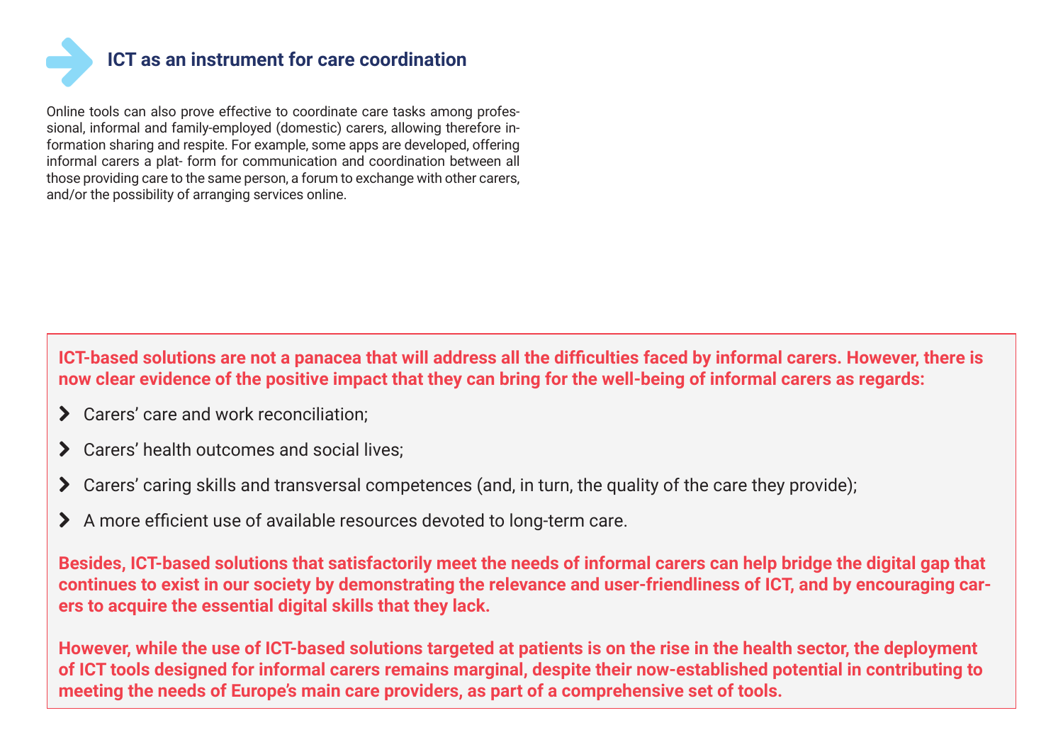## ICT as an instrument for care coordination

Online tools can also prove effective to coordinate care tasks among professional, informal and family-employed (domestic) carers, allowing therefore information sharing and respite. For example, some apps are developed, offering informal carers a plat- form for communication and coordination between all those providing care to the same person, a forum to exchange with other carers, and/or the possibility of arranging services online.

**ICT-based solutions are not a panacea that will address all the difficulties faced by informal carers. However, there is now clear evidence of the positive impact that they can bring for the well-being of informal carers as regards:**

- Carers' care and work reconciliation;
- Carers' health outcomes and social lives;
- Carers' caring skills and transversal competences (and, in turn, the quality of the care they provide);
- A more efficient use of available resources devoted to long-term care.

**Besides, ICT-based solutions that satisfactorily meet the needs of informal carers can help bridge the digital gap that continues to exist in our society by demonstrating the relevance and user-friendliness of ICT, and by encouraging carers to acquire the essential digital skills that they lack.**

**However, while the use of ICT-based solutions targeted at patients is on the rise in the health sector, the deployment of ICT tools designed for informal carers remains marginal, despite their now-established potential in contributing to meeting the needs of Europe's main care providers, as part of a comprehensive set of tools.**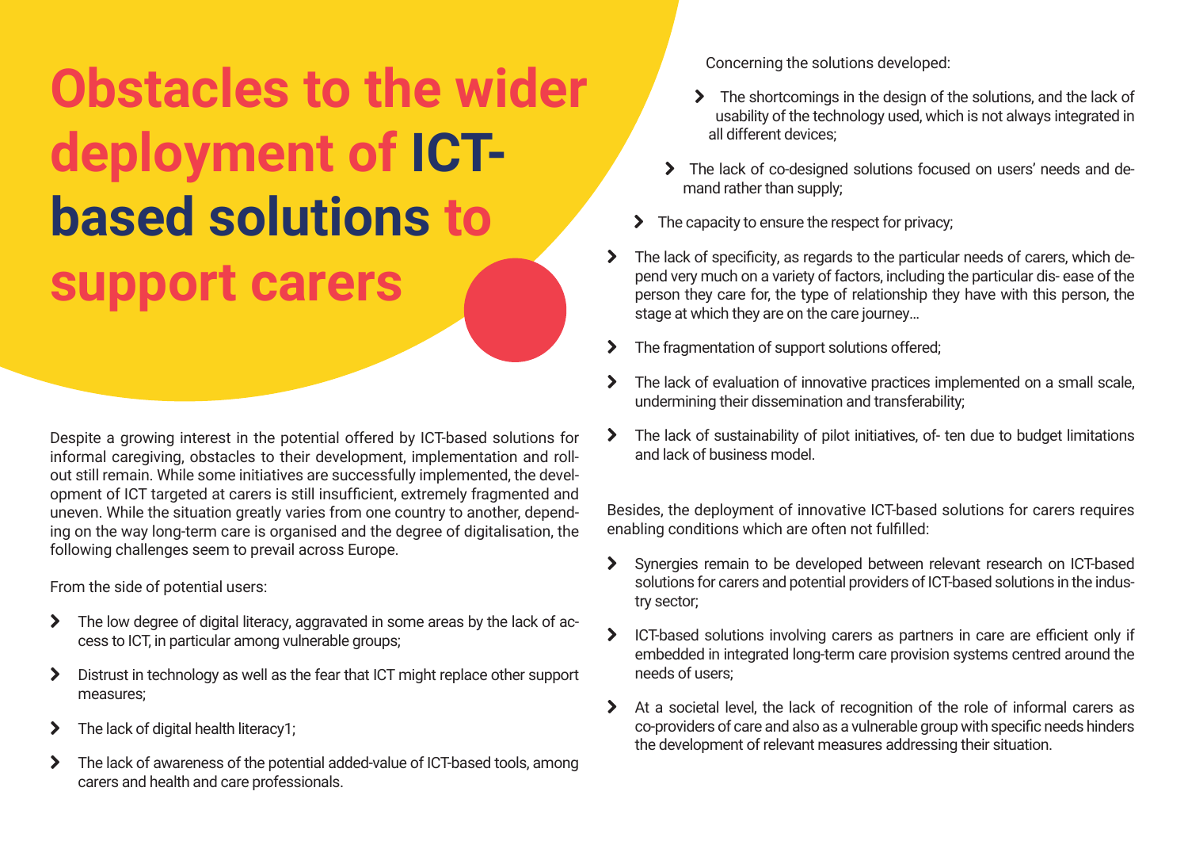# Obstacles to the wider deployment of ICT-based solutions to support carers

Despite a growing interest in the potential offered by ICT-based solutions for informal caregiving, obstacles to their development, implementation and roll-out still remain. While some initiatives are successfully implemented, the development of ICT targeted at carers is still insufficient, extremely fragmented and uneven. While the situation greatly varies from one country to another, depending on the way long-term care is organised and the degree of digitalisation, the following challenges seem to prevail across Europe.

From the side of potential users:

- The low degree of digital literacy, aggravated in some areas by the lack of access to ICT, in particular among vulnerable groups;
- Distrust in technology as well as the fear that ICT might replace other support measures;
- The lack of digital health literacy1;
- The lack of awareness of the potential added-value of ICT-based tools, among carers and health and care professionals.

Concerning the solutions developed:

- The shortcomings in the design of the solutions, and the lack of usability of the technology used, which is not always integrated in all different devices;
- The lack of co-designed solutions focused on users' needs and demand rather than supply;
- The capacity to ensure the respect for privacy;
- The lack of specificity, as regards to the particular needs of carers, which depend very much on a variety of factors, including the particular dis- ease of the person they care for, the type of relationship they have with this person, the stage at which they are on the care journey…
- The fragmentation of support solutions offered;
- The lack of evaluation of innovative practices implemented on a small scale, undermining their dissemination and transferability;
- The lack of sustainability of pilot initiatives, of- ten due to budget limitations and lack of business model.

Besides, the deployment of innovative ICT-based solutions for carers requires enabling conditions which are often not fulfilled:

- Synergies remain to be developed between relevant research on ICT-based solutions for carers and potential providers of ICT-based solutions in the industry sector;
- ICT-based solutions involving carers as partners in care are efficient only if embedded in integrated long-term care provision systems centred around the needs of users;
- At a societal level, the lack of recognition of the role of informal carers as co-providers of care and also as a vulnerable group with specific needs hinders the development of relevant measures addressing their situation.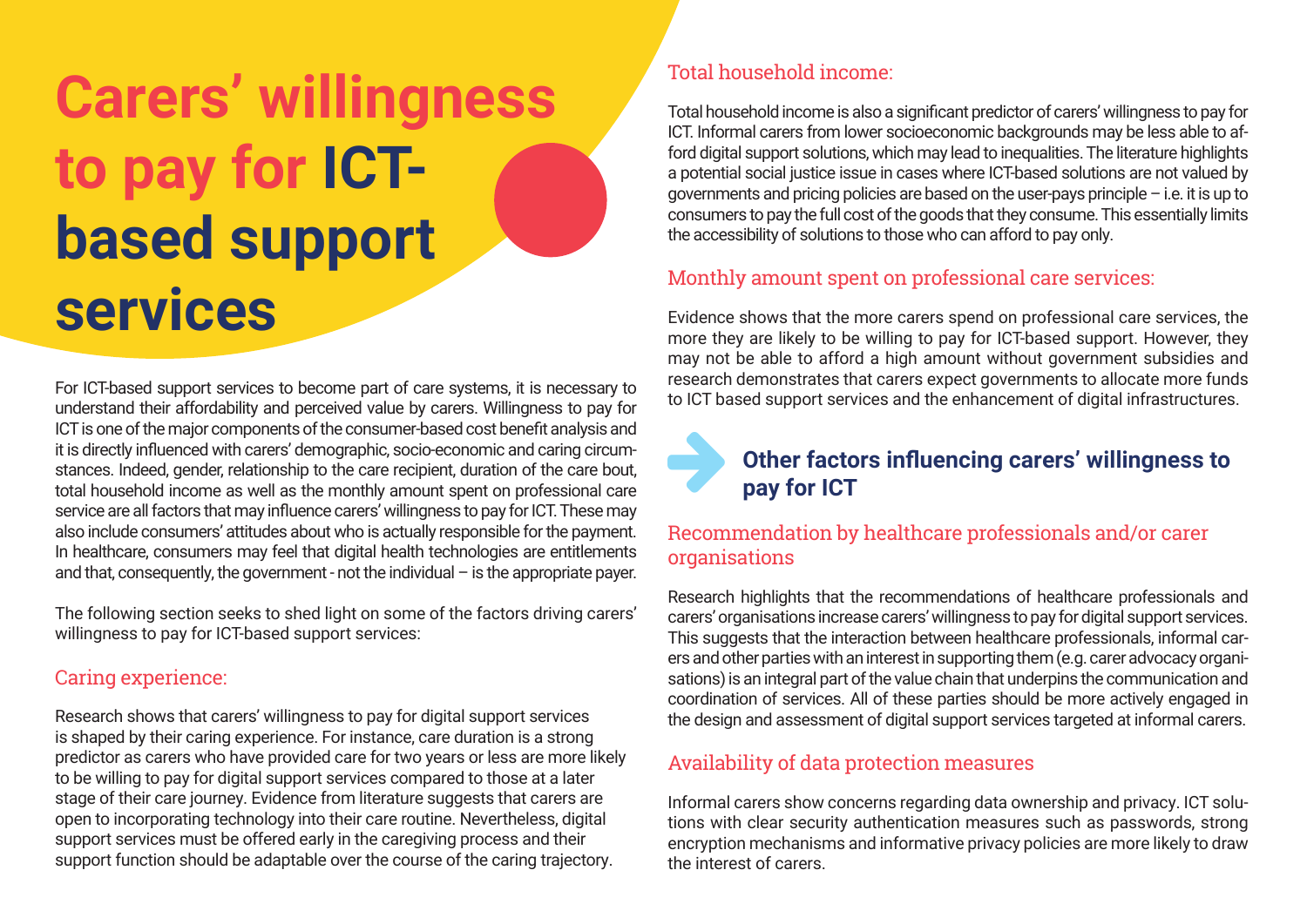# Carers' willingness to pay for ICT-based support services

For ICT-based support services to become part of care systems, it is necessary to understand their affordability and perceived value by carers. Willingness to pay for ICT is one of the major components of the consumer-based cost benefit analysis and it is directly influenced with carers' demographic, socio-economic and caring circumstances. Indeed, gender, relationship to the care recipient, duration of the care bout, total household income as well as the monthly amount spent on professional care service are all factors that may influence carers' willingness to pay for ICT. These may also include consumers' attitudes about who is actually responsible for the payment. In healthcare, consumers may feel that digital health technologies are entitlements and that, consequently, the government - not the individual – is the appropriate payer.

The following section seeks to shed light on some of the factors driving carers' willingness to pay for ICT-based support services:

## Caring experience:

Research shows that carers' willingness to pay for digital support services is shaped by their caring experience. For instance, care duration is a strong predictor as carers who have provided care for two years or less are more likely to be willing to pay for digital support services compared to those at a later stage of their care journey. Evidence from literature suggests that carers are open to incorporating technology into their care routine. Nevertheless, digital support services must be offered early in the caregiving process and their support function should be adaptable over the course of the caring trajectory.

## Total household income:

Total household income is also a significant predictor of carers' willingness to pay for ICT. Informal carers from lower socioeconomic backgrounds may be less able to afford digital support solutions, which may lead to inequalities. The literature highlights a potential social justice issue in cases where ICT-based solutions are not valued by governments and pricing policies are based on the user-pays principle – i.e. it is up to consumers to pay the full cost of the goods that they consume. This essentially limits the accessibility of solutions to those who can afford to pay only.

## Monthly amount spent on professional care services:

Evidence shows that the more carers spend on professional care services, the more they are likely to be willing to pay for ICT-based support. However, they may not be able to afford a high amount without government subsidies and research demonstrates that carers expect governments to allocate more funds to ICT based support services and the enhancement of digital infrastructures.

## Other factors influencing carers' willingness to pay for ICT

### Recommendation by healthcare professionals and/or carer organisations

Research highlights that the recommendations of healthcare professionals and carers' organisations increase carers' willingness to pay for digital support services. This suggests that the interaction between healthcare professionals, informal carers and other parties with an interest in supporting them (e.g. carer advocacy organisations) is an integral part of the value chain that underpins the communication and coordination of services. All of these parties should be more actively engaged in the design and assessment of digital support services targeted at informal carers.

### Availability of data protection measures

Informal carers show concerns regarding data ownership and privacy. ICT solutions with clear security authentication measures such as passwords, strong encryption mechanisms and informative privacy policies are more likely to draw the interest of carers.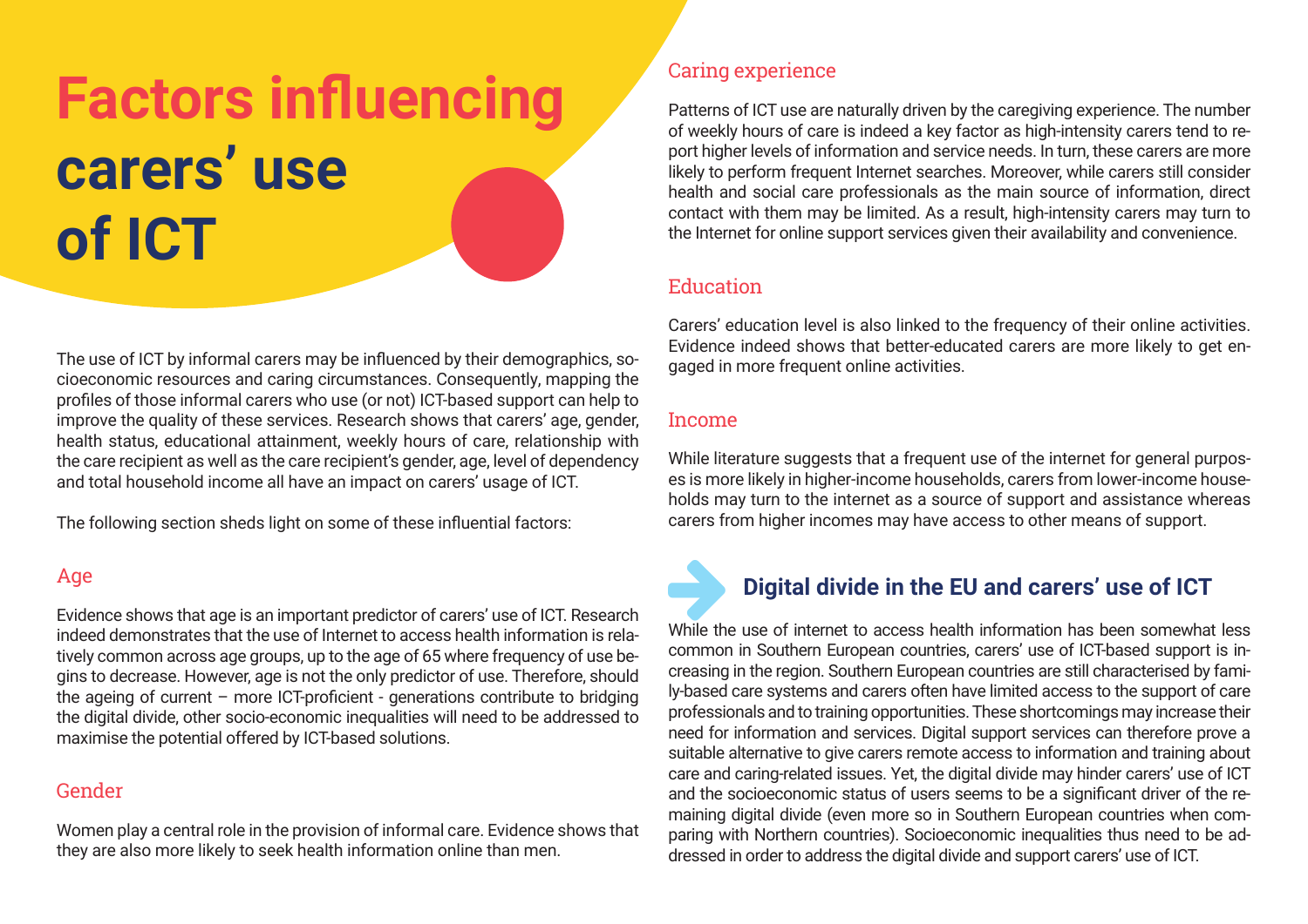# Factors influencing carers' use of ICT

The use of ICT by informal carers may be influenced by their demographics, socioeconomic resources and caring circumstances. Consequently, mapping the profiles of those informal carers who use (or not) ICT-based support can help to improve the quality of these services. Research shows that carers' age, gender, health status, educational attainment, weekly hours of care, relationship with the care recipient as well as the care recipient's gender, age, level of dependency and total household income all have an impact on carers' usage of ICT.

The following section sheds light on some of these influential factors:

### Age

Evidence shows that age is an important predictor of carers' use of ICT. Research indeed demonstrates that the use of Internet to access health information is relatively common across age groups, up to the age of 65 where frequency of use begins to decrease. However, age is not the only predictor of use. Therefore, should the ageing of current – more ICT-proficient - generations contribute to bridging the digital divide, other socio-economic inequalities will need to be addressed to maximise the potential offered by ICT-based solutions.

### Gender

Women play a central role in the provision of informal care. Evidence shows that they are also more likely to seek health information online than men.

### Caring experience

Patterns of ICT use are naturally driven by the caregiving experience. The number of weekly hours of care is indeed a key factor as high-intensity carers tend to report higher levels of information and service needs. In turn, these carers are more likely to perform frequent Internet searches. Moreover, while carers still consider health and social care professionals as the main source of information, direct contact with them may be limited. As a result, high-intensity carers may turn to the Internet for online support services given their availability and convenience.

### Education

Carers' education level is also linked to the frequency of their online activities. Evidence indeed shows that better-educated carers are more likely to get engaged in more frequent online activities.

### Income

While literature suggests that a frequent use of the internet for general purposes is more likely in higher-income households, carers from lower-income households may turn to the internet as a source of support and assistance whereas carers from higher incomes may have access to other means of support.

## Digital divide in the EU and carers' use of ICT

While the use of internet to access health information has been somewhat less common in Southern European countries, carers' use of ICT-based support is increasing in the region. Southern European countries are still characterised by family-based care systems and carers often have limited access to the support of care professionals and to training opportunities. These shortcomings may increase their need for information and services. Digital support services can therefore prove a suitable alternative to give carers remote access to information and training about care and caring-related issues. Yet, the digital divide may hinder carers' use of ICT and the socioeconomic status of users seems to be a significant driver of the remaining digital divide (even more so in Southern European countries when comparing with Northern countries). Socioeconomic inequalities thus need to be addressed in order to address the digital divide and support carers' use of ICT.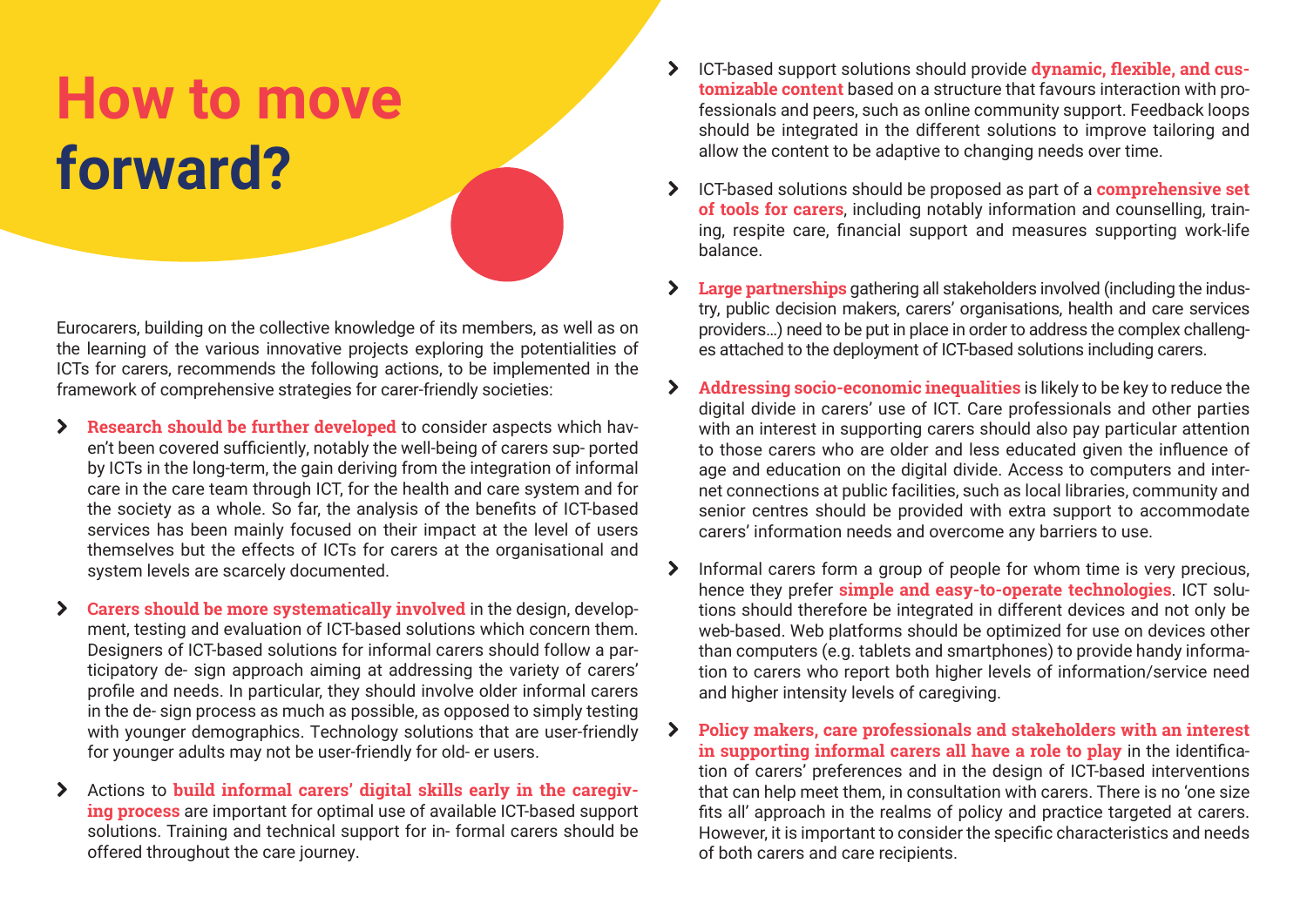# How to move forward?

Eurocarers, building on the collective knowledge of its members, as well as on the learning of the various innovative projects exploring the potentialities of ICTs for carers, recommends the following actions, to be implemented in the framework of comprehensive strategies for carer-friendly societies:

- **Research should be further developed** to consider aspects which haven't been covered sufficiently, notably the well-being of carers supported by ICTs in the long-term, the gain deriving from the integration of informal care in the care team through ICT, for the health and care system and for the society as a whole. So far, the analysis of the benefits of ICT-based services has been mainly focused on their impact at the level of users themselves but the effects of ICTs for carers at the organisational and system levels are scarcely documented.

- **Carers should be more systematically involved** in the design, development, testing and evaluation of ICT-based solutions which concern them. Designers of ICT-based solutions for informal carers should follow a participatory design approach aiming at addressing the variety of carers' profile and needs. In particular, they should involve older informal carers in the design process as much as possible, as opposed to simply testing with younger demographics. Technology solutions that are user-friendly for younger adults may not be user-friendly for older users.

- Actions to **build informal carers' digital skills early in the caregiving process** are important for optimal use of available ICT-based support solutions. Training and technical support for informal carers should be offered throughout the care journey.

- ICT-based support solutions should provide **dynamic, flexible, and customizable content** based on a structure that favours interaction with professionals and peers, such as online community support. Feedback loops should be integrated in the different solutions to improve tailoring and allow the content to be adaptive to changing needs over time.

- ICT-based solutions should be proposed as part of a **comprehensive set of tools for carers**, including notably information and counselling, training, respite care, financial support and measures supporting work-life balance.

- **Large partnerships** gathering all stakeholders involved (including the industry, public decision makers, carers' organisations, health and care services providers…) need to be put in place in order to address the complex challenges attached to the deployment of ICT-based solutions including carers.

- **Addressing socio-economic inequalities** is likely to be key to reduce the digital divide in carers' use of ICT. Care professionals and other parties with an interest in supporting carers should also pay particular attention to those carers who are older and less educated given the influence of age and education on the digital divide. Access to computers and internet connections at public facilities, such as local libraries, community and senior centres should be provided with extra support to accommodate carers' information needs and overcome any barriers to use.

- Informal carers form a group of people for whom time is very precious, hence they prefer **simple and easy-to-operate technologies**. ICT solutions should therefore be integrated in different devices and not only be web-based. Web platforms should be optimized for use on devices other than computers (e.g. tablets and smartphones) to provide handy information to carers who report both higher levels of information/service need and higher intensity levels of caregiving.

- **Policy makers, care professionals and stakeholders with an interest in supporting informal carers all have a role to play** in the identification of carers' preferences and in the design of ICT-based interventions that can help meet them, in consultation with carers. There is no 'one size fits all' approach in the realms of policy and practice targeted at carers. However, it is important to consider the specific characteristics and needs of both carers and care recipients.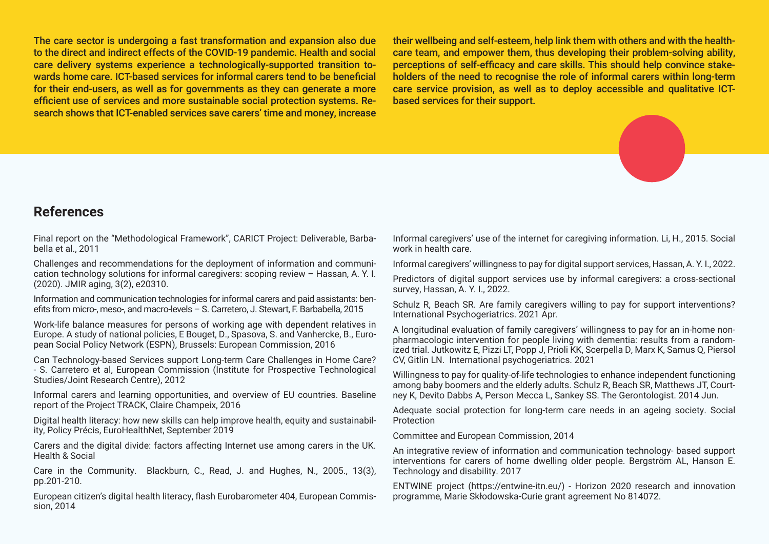**The care sector is undergoing a fast transformation and expansion also due to the direct and indirect effects of the COVID-19 pandemic. Health and social care delivery systems experience a technologically-supported transition towards home care. ICT-based services for informal carers tend to be beneficial for their end-users, as well as for governments as they can generate a more efficient use of services and more sustainable social protection systems. Research shows that ICT-enabled services save carers' time and money, increase their wellbeing and self-esteem, help link them with others and with the healthcare team, and empower them, thus developing their problem-solving ability, perceptions of self-efficacy and care skills. This should help convince stakeholders of the need to recognise the role of informal carers within long-term care service provision, as well as to deploy accessible and qualitative ICT-based services for their support.**

## References

Final report on the "Methodological Framework", CARICT Project: Deliverable, Barbabella et al., 2011

Challenges and recommendations for the deployment of information and communication technology solutions for informal caregivers: scoping review – Hassan, A. Y. I. (2020). JMIR aging, 3(2), e20310.

Information and communication technologies for informal carers and paid assistants: benefits from micro-, meso-, and macro-levels – S. Carretero, J. Stewart, F. Barbabella, 2015

Work-life balance measures for persons of working age with dependent relatives in Europe. A study of national policies, E Bouget, D., Spasova, S. and Vanhercke, B., European Social Policy Network (ESPN), Brussels: European Commission, 2016

Can Technology-based Services support Long-term Care Challenges in Home Care? - S. Carretero et al, European Commission (Institute for Prospective Technological Studies/Joint Research Centre), 2012

Informal carers and learning opportunities, and overview of EU countries. Baseline report of the Project TRACK, Claire Champeix, 2016

Digital health literacy: how new skills can help improve health, equity and sustainability, Policy Précis, EuroHealthNet, September 2019

Carers and the digital divide: factors affecting Internet use among carers in the UK. Health & Social

Care in the Community. Blackburn, C., Read, J. and Hughes, N., 2005., 13(3), pp.201-210.

European citizen's digital health literacy, flash Eurobarometer 404, European Commission, 2014

Informal caregivers' use of the internet for caregiving information. Li, H., 2015. Social work in health care.

Informal caregivers' willingness to pay for digital support services, Hassan, A. Y. I., 2022.

Predictors of digital support services use by informal caregivers: a cross-sectional survey, Hassan, A. Y. I., 2022.

Schulz R, Beach SR. Are family caregivers willing to pay for support interventions? International Psychogeriatrics. 2021 Apr.

A longitudinal evaluation of family caregivers' willingness to pay for an in-home nonpharmacologic intervention for people living with dementia: results from a randomized trial. Jutkowitz E, Pizzi LT, Popp J, Prioli KK, Scerpella D, Marx K, Samus Q, Piersol CV, Gitlin LN. International psychogeriatrics. 2021

Willingness to pay for quality-of-life technologies to enhance independent functioning among baby boomers and the elderly adults. Schulz R, Beach SR, Matthews JT, Courtney K, Devito Dabbs A, Person Mecca L, Sankey SS. The Gerontologist. 2014 Jun.

Adequate social protection for long-term care needs in an ageing society. Social Protection

Committee and European Commission, 2014

An integrative review of information and communication technology- based support interventions for carers of home dwelling older people. Bergström AL, Hanson E. Technology and disability. 2017

ENTWINE project (https://entwine-itn.eu/) - Horizon 2020 research and innovation programme, Marie Skłodowska-Curie grant agreement No 814072.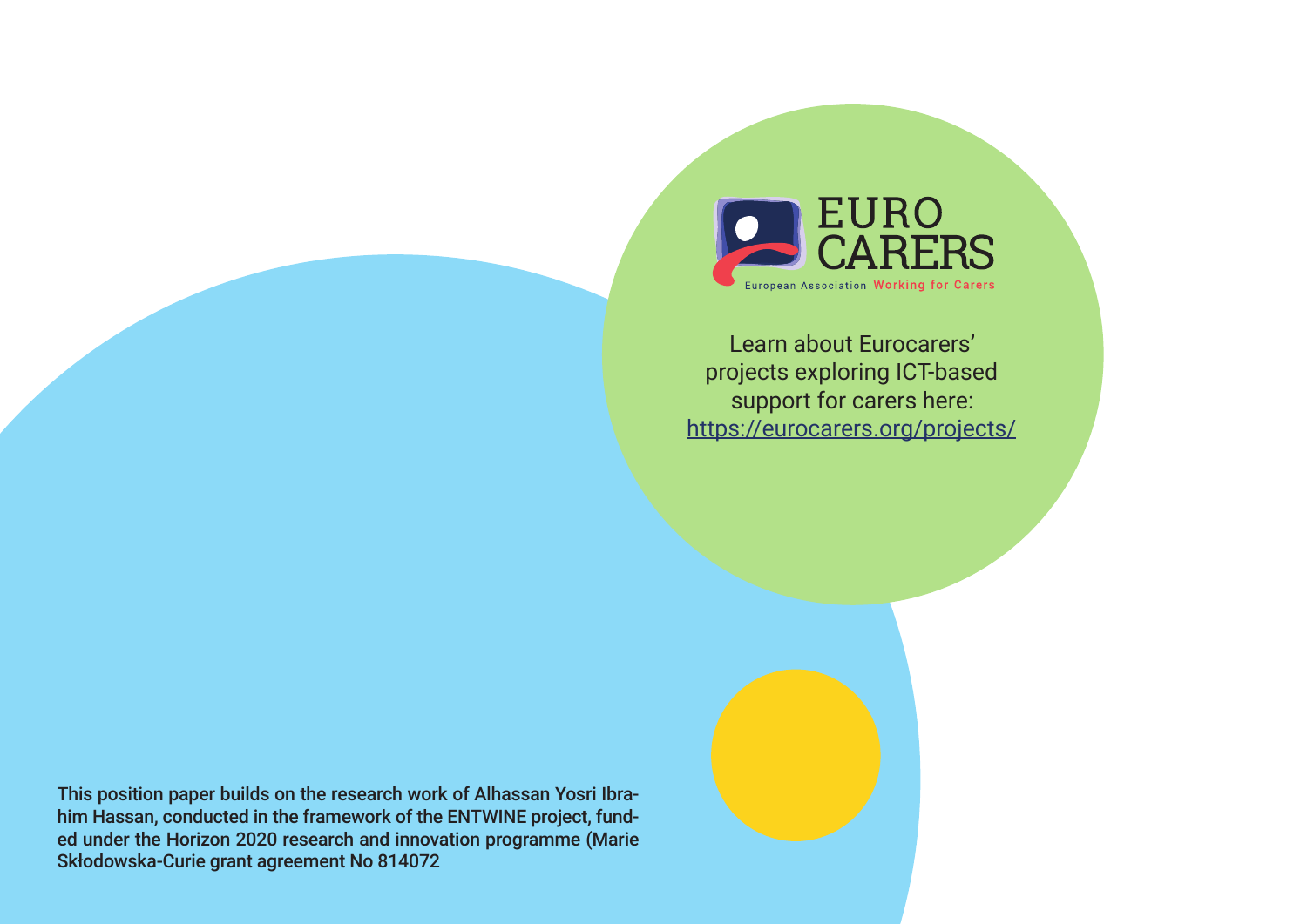EURO CARERS

European Association Working for Carers

Learn about Eurocarers' projects exploring ICT-based support for carers here: [https://eurocarers.org/projects/](https://eurocarers.org/projects/)

**This position paper builds on the research work of Alhassan Yosri Ibrahim Hassan, conducted in the framework of the ENTWINE project, funded under the Horizon 2020 research and innovation programme (Marie Skłodowska-Curie grant agreement No 814072**